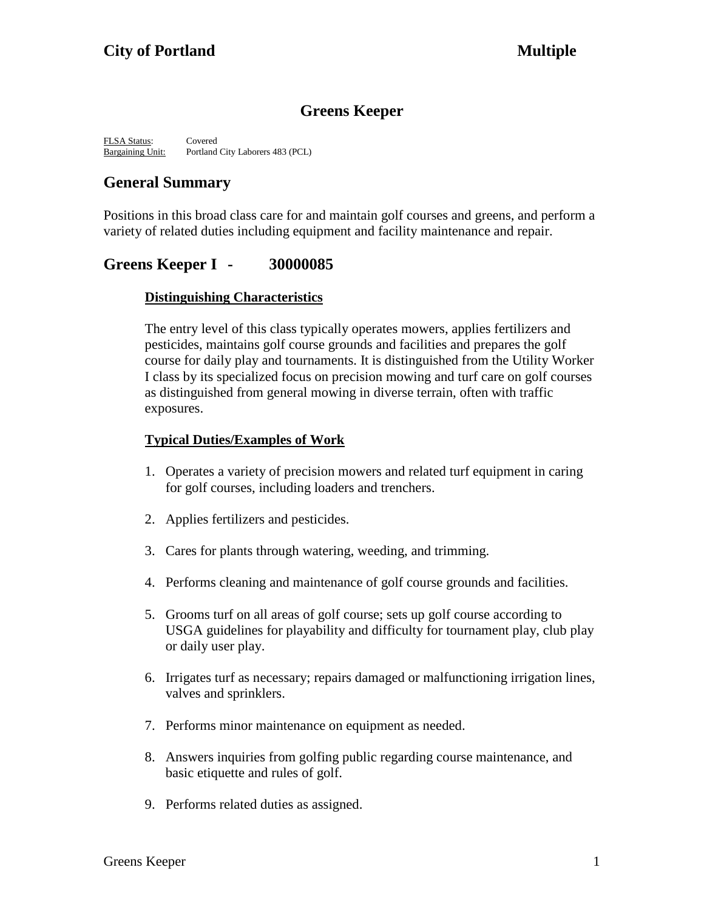**City of Portland** **Multiple**

# Greens Keeper

FLSA Status: Covered
Bargaining Unit: Portland City Laborers 483 (PCL)

## General Summary

Positions in this broad class care for and maintain golf courses and greens, and perform a variety of related duties including equipment and facility maintenance and repair.

## Greens Keeper I - 30000085

### Distinguishing Characteristics

The entry level of this class typically operates mowers, applies fertilizers and pesticides, maintains golf course grounds and facilities and prepares the golf course for daily play and tournaments. It is distinguished from the Utility Worker I class by its specialized focus on precision mowing and turf care on golf courses as distinguished from general mowing in diverse terrain, often with traffic exposures.

### Typical Duties/Examples of Work

1. Operates a variety of precision mowers and related turf equipment in caring for golf courses, including loaders and trenchers.
2. Applies fertilizers and pesticides.
3. Cares for plants through watering, weeding, and trimming.
4. Performs cleaning and maintenance of golf course grounds and facilities.
5. Grooms turf on all areas of golf course; sets up golf course according to USGA guidelines for playability and difficulty for tournament play, club play or daily user play.
6. Irrigates turf as necessary; repairs damaged or malfunctioning irrigation lines, valves and sprinklers.
7. Performs minor maintenance on equipment as needed.
8. Answers inquiries from golfing public regarding course maintenance, and basic etiquette and rules of golf.
9. Performs related duties as assigned.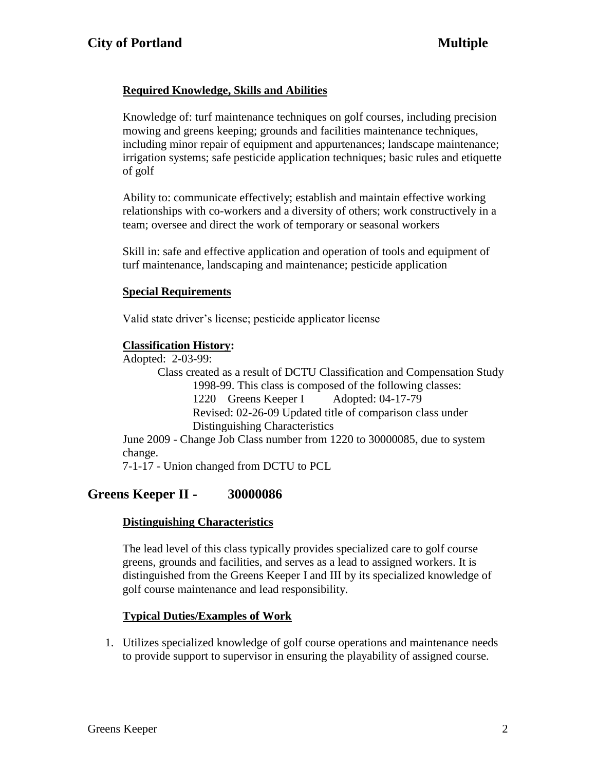**Required Knowledge, Skills and Abilities**

Knowledge of: turf maintenance techniques on golf courses, including precision mowing and greens keeping; grounds and facilities maintenance techniques, including minor repair of equipment and appurtenances; landscape maintenance; irrigation systems; safe pesticide application techniques; basic rules and etiquette of golf

Ability to: communicate effectively; establish and maintain effective working relationships with co-workers and a diversity of others; work constructively in a team; oversee and direct the work of temporary or seasonal workers

Skill in: safe and effective application and operation of tools and equipment of turf maintenance, landscaping and maintenance; pesticide application

**Special Requirements**

Valid state driver's license; pesticide applicator license

**Classification History:**

Adopted: 2-03-99:
Class created as a result of DCTU Classification and Compensation Study 1998-99. This class is composed of the following classes:
1220 Greens Keeper I Adopted: 04-17-79
Revised: 02-26-09 Updated title of comparison class under Distinguishing Characteristics
June 2009 - Change Job Class number from 1220 to 30000085, due to system change.
7-1-17 - Union changed from DCTU to PCL

## Greens Keeper II - 30000086

**Distinguishing Characteristics**

The lead level of this class typically provides specialized care to golf course greens, grounds and facilities, and serves as a lead to assigned workers. It is distinguished from the Greens Keeper I and III by its specialized knowledge of golf course maintenance and lead responsibility.

**Typical Duties/Examples of Work**

1. Utilizes specialized knowledge of golf course operations and maintenance needs to provide support to supervisor in ensuring the playability of assigned course.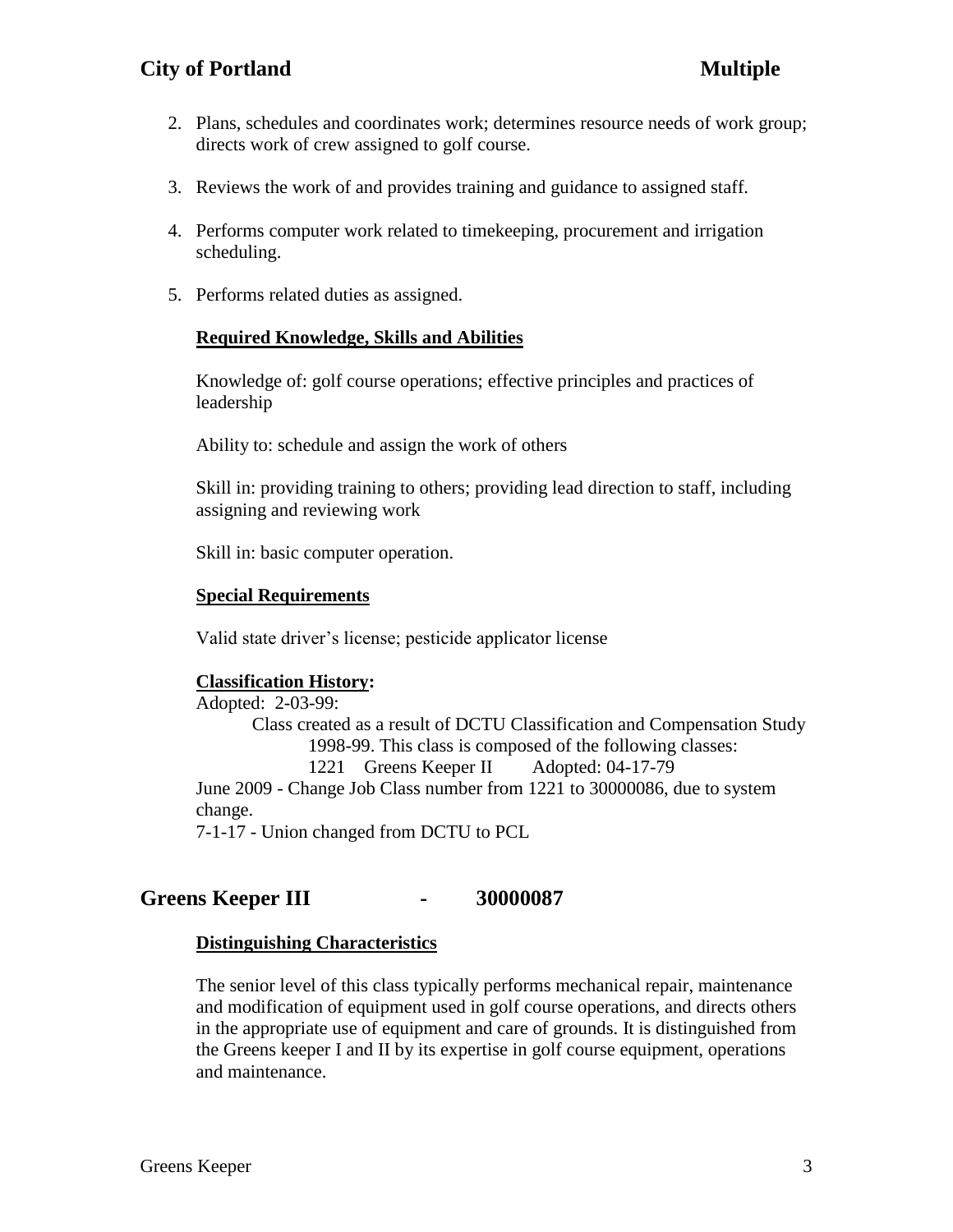2. Plans, schedules and coordinates work; determines resource needs of work group; directs work of crew assigned to golf course.

3. Reviews the work of and provides training and guidance to assigned staff.

4. Performs computer work related to timekeeping, procurement and irrigation scheduling.

5. Performs related duties as assigned.

**Required Knowledge, Skills and Abilities**

Knowledge of: golf course operations; effective principles and practices of leadership

Ability to: schedule and assign the work of others

Skill in: providing training to others; providing lead direction to staff, including assigning and reviewing work

Skill in: basic computer operation.

**Special Requirements**

Valid state driver's license; pesticide applicator license

**Classification History:**

Adopted: 2-03-99:

Class created as a result of DCTU Classification and Compensation Study 1998-99. This class is composed of the following classes:

1221 Greens Keeper II Adopted: 04-17-79

June 2009 - Change Job Class number from 1221 to 30000086, due to system change.

7-1-17 - Union changed from DCTU to PCL

## Greens Keeper III - 30000087

**Distinguishing Characteristics**

The senior level of this class typically performs mechanical repair, maintenance and modification of equipment used in golf course operations, and directs others in the appropriate use of equipment and care of grounds. It is distinguished from the Greens keeper I and II by its expertise in golf course equipment, operations and maintenance.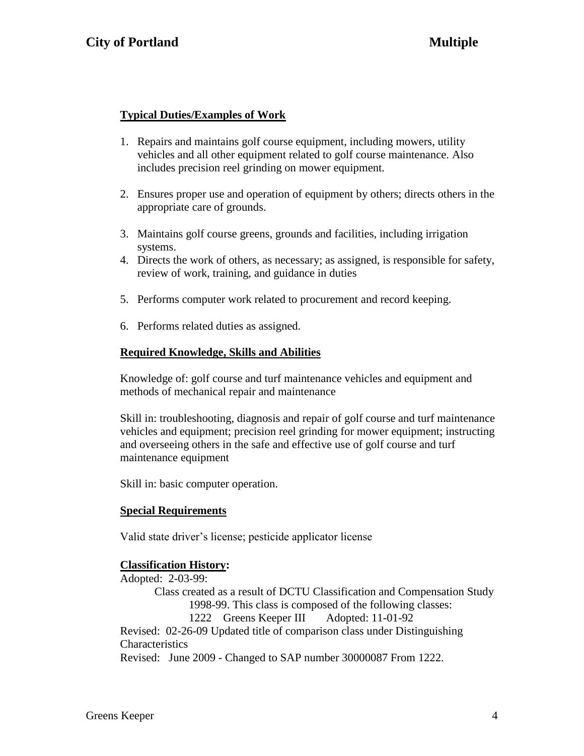## Typical Duties/Examples of Work

1. Repairs and maintains golf course equipment, including mowers, utility vehicles and all other equipment related to golf course maintenance. Also includes precision reel grinding on mower equipment.

2. Ensures proper use and operation of equipment by others; directs others in the appropriate care of grounds.

3. Maintains golf course greens, grounds and facilities, including irrigation systems.
4. Directs the work of others, as necessary; as assigned, is responsible for safety, review of work, training, and guidance in duties

5. Performs computer work related to procurement and record keeping.

6. Performs related duties as assigned.

## Required Knowledge, Skills and Abilities

Knowledge of: golf course and turf maintenance vehicles and equipment and methods of mechanical repair and maintenance

Skill in: troubleshooting, diagnosis and repair of golf course and turf maintenance vehicles and equipment; precision reel grinding for mower equipment; instructing and overseeing others in the safe and effective use of golf course and turf maintenance equipment

Skill in: basic computer operation.

## Special Requirements

Valid state driver's license; pesticide applicator license

## Classification History:

Adopted: 2-03-99:

Class created as a result of DCTU Classification and Compensation Study 1998-99. This class is composed of the following classes:

1222 Greens Keeper III Adopted: 11-01-92

Revised: 02-26-09 Updated title of comparison class under Distinguishing Characteristics

Revised: June 2009 - Changed to SAP number 30000087 From 1222.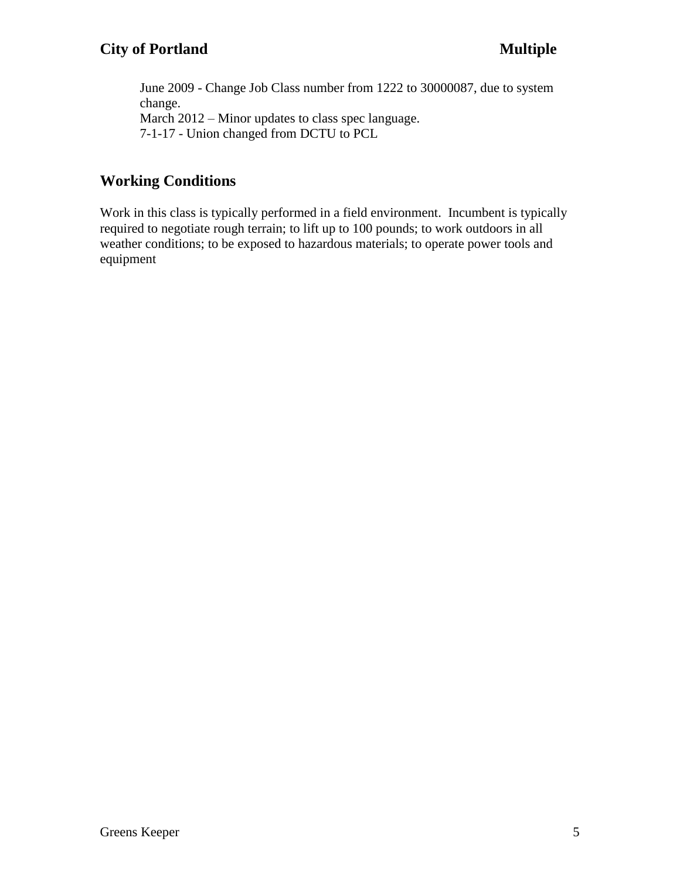June 2009 - Change Job Class number from 1222 to 30000087, due to system change.
March 2012 – Minor updates to class spec language.
7-1-17 - Union changed from DCTU to PCL

## Working Conditions

Work in this class is typically performed in a field environment. Incumbent is typically required to negotiate rough terrain; to lift up to 100 pounds; to work outdoors in all weather conditions; to be exposed to hazardous materials; to operate power tools and equipment